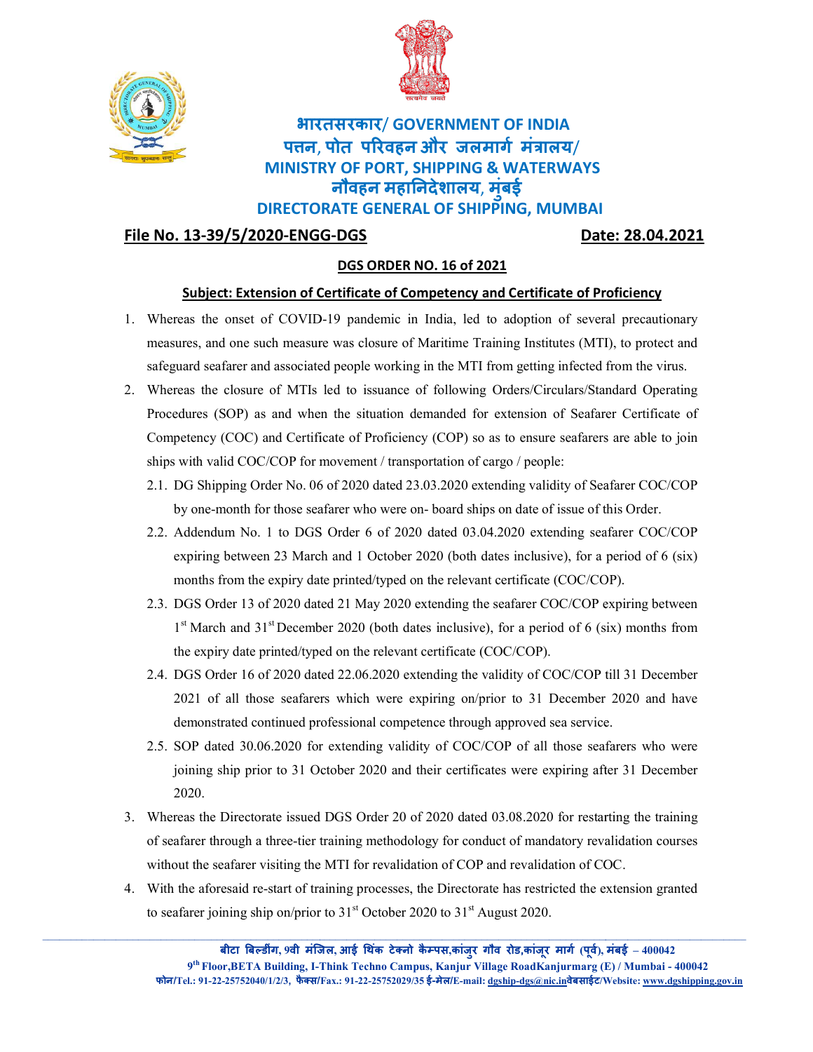# भारतसरकार/ GOVERNMENT OF INDIA
## पत्तन, पोत परिवहन और जलमार्ग मंत्रालय/ MINISTRY OF PORT, SHIPPING & WATERWAYS
## नौवहन महानिदेशालय, मुंबई DIRECTORATE GENERAL OF SHIPPING, MUMBAI

**File No. 13-39/5/2020-ENGG-DGS** **Date: 28.04.2021**

**DGS ORDER NO. 16 of 2021**

**Subject: Extension of Certificate of Competency and Certificate of Proficiency**

1. Whereas the onset of COVID-19 pandemic in India, led to adoption of several precautionary measures, and one such measure was closure of Maritime Training Institutes (MTI), to protect and safeguard seafarer and associated people working in the MTI from getting infected from the virus.
2. Whereas the closure of MTIs led to issuance of following Orders/Circulars/Standard Operating Procedures (SOP) as and when the situation demanded for extension of Seafarer Certificate of Competency (COC) and Certificate of Proficiency (COP) so as to ensure seafarers are able to join ships with valid COC/COP for movement / transportation of cargo / people:
   - 2.1. DG Shipping Order No. 06 of 2020 dated 23.03.2020 extending validity of Seafarer COC/COP by one-month for those seafarer who were on- board ships on date of issue of this Order.
   - 2.2. Addendum No. 1 to DGS Order 6 of 2020 dated 03.04.2020 extending seafarer COC/COP expiring between 23 March and 1 October 2020 (both dates inclusive), for a period of 6 (six) months from the expiry date printed/typed on the relevant certificate (COC/COP).
   - 2.3. DGS Order 13 of 2020 dated 21 May 2020 extending the seafarer COC/COP expiring between 1st March and 31st December 2020 (both dates inclusive), for a period of 6 (six) months from the expiry date printed/typed on the relevant certificate (COC/COP).
   - 2.4. DGS Order 16 of 2020 dated 22.06.2020 extending the validity of COC/COP till 31 December 2021 of all those seafarers which were expiring on/prior to 31 December 2020 and have demonstrated continued professional competence through approved sea service.
   - 2.5. SOP dated 30.06.2020 for extending validity of COC/COP of all those seafarers who were joining ship prior to 31 October 2020 and their certificates were expiring after 31 December 2020.
3. Whereas the Directorate issued DGS Order 20 of 2020 dated 03.08.2020 for restarting the training of seafarer through a three-tier training methodology for conduct of mandatory revalidation courses without the seafarer visiting the MTI for revalidation of COP and revalidation of COC.
4. With the aforesaid re-start of training processes, the Directorate has restricted the extension granted to seafarer joining ship on/prior to 31st October 2020 to 31st August 2020.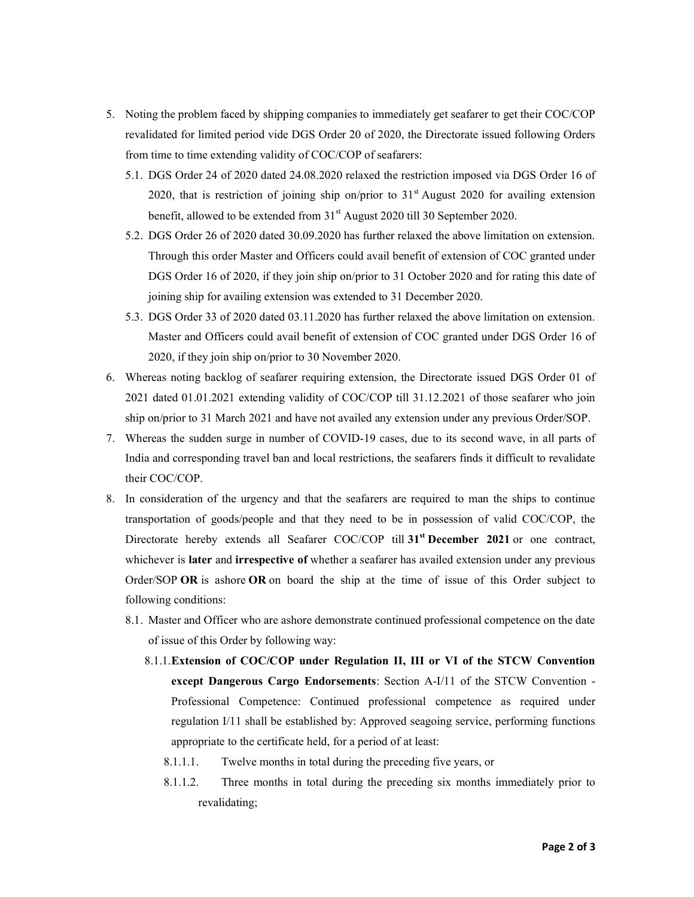5. Noting the problem faced by shipping companies to immediately get seafarer to get their COC/COP revalidated for limited period vide DGS Order 20 of 2020, the Directorate issued following Orders from time to time extending validity of COC/COP of seafarers:
   - 5.1. DGS Order 24 of 2020 dated 24.08.2020 relaxed the restriction imposed via DGS Order 16 of 2020, that is restriction of joining ship on/prior to 31st August 2020 for availing extension benefit, allowed to be extended from 31st August 2020 till 30 September 2020.
   - 5.2. DGS Order 26 of 2020 dated 30.09.2020 has further relaxed the above limitation on extension. Through this order Master and Officers could avail benefit of extension of COC granted under DGS Order 16 of 2020, if they join ship on/prior to 31 October 2020 and for rating this date of joining ship for availing extension was extended to 31 December 2020.
   - 5.3. DGS Order 33 of 2020 dated 03.11.2020 has further relaxed the above limitation on extension. Master and Officers could avail benefit of extension of COC granted under DGS Order 16 of 2020, if they join ship on/prior to 30 November 2020.
6. Whereas noting backlog of seafarer requiring extension, the Directorate issued DGS Order 01 of 2021 dated 01.01.2021 extending validity of COC/COP till 31.12.2021 of those seafarer who join ship on/prior to 31 March 2021 and have not availed any extension under any previous Order/SOP.
7. Whereas the sudden surge in number of COVID-19 cases, due to its second wave, in all parts of India and corresponding travel ban and local restrictions, the seafarers finds it difficult to revalidate their COC/COP.
8. In consideration of the urgency and that the seafarers are required to man the ships to continue transportation of goods/people and that they need to be in possession of valid COC/COP, the Directorate hereby extends all Seafarer COC/COP till **31st December 2021** or one contract, whichever is **later** and **irrespective of** whether a seafarer has availed extension under any previous Order/SOP **OR** is ashore **OR** on board the ship at the time of issue of this Order subject to following conditions:
   - 8.1. Master and Officer who are ashore demonstrate continued professional competence on the date of issue of this Order by following way:
     - 8.1.1. **Extension of COC/COP under Regulation II, III or VI of the STCW Convention except Dangerous Cargo Endorsements**: Section A-I/11 of the STCW Convention - Professional Competence: Continued professional competence as required under regulation I/11 shall be established by: Approved seagoing service, performing functions appropriate to the certificate held, for a period of at least:
       - 8.1.1.1. Twelve months in total during the preceding five years, or
       - 8.1.1.2. Three months in total during the preceding six months immediately prior to revalidating;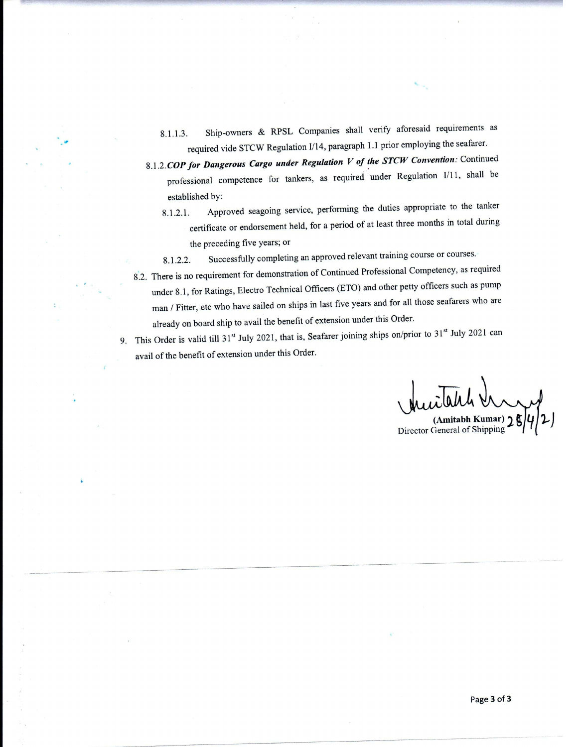8.1.1.3. Ship-owners & RPSL Companies shall verify aforesaid requirements as required vide STCW Regulation I/14, paragraph 1.1 prior employing the seafarer.

8.1.2. ***COP for Dangerous Cargo under Regulation V of the STCW Convention:*** Continued professional competence for tankers, as required under Regulation I/11, shall be established by:

8.1.2.1. Approved seagoing service, performing the duties appropriate to the tanker certificate or endorsement held, for a period of at least three months in total during the preceding five years; or

8.1.2.2. Successfully completing an approved relevant training course or courses.

8.2. There is no requirement for demonstration of Continued Professional Competency, as required under 8.1, for Ratings, Electro Technical Officers (ETO) and other petty officers such as pump man / Fitter, etc who have sailed on ships in last five years and for all those seafarers who are already on board ship to avail the benefit of extension under this Order.

9. This Order is valid till 31st July 2021, that is, Seafarer joining ships on/prior to 31st July 2021 can avail of the benefit of extension under this Order.

28/4/21

**(Amitabh Kumar)**
Director General of Shipping